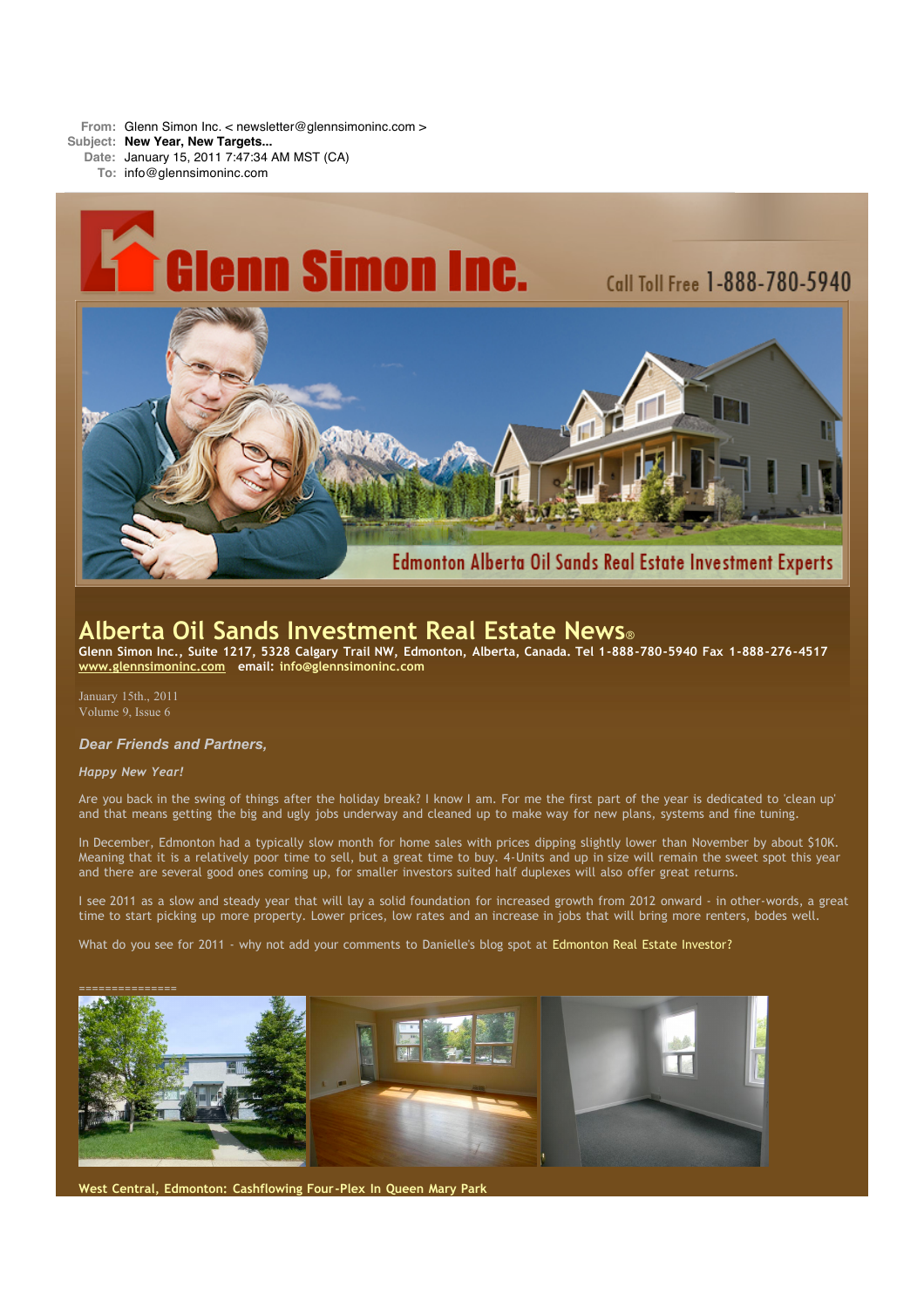**From:** Glenn Simon Inc. < newsletter@glennsimoninc.com >
**Subject:** **New Year, New Targets...**
**Date:** January 15, 2011 7:47:34 AM MST (CA)
**To:** info@glennsimoninc.com

Glenn Simon Inc.

Call Toll Free 1-888-780-5940

Edmonton Alberta Oil Sands Real Estate Investment Experts

# Alberta Oil Sands Investment Real Estate News®

**Glenn Simon Inc., Suite 1217, 5328 Calgary Trail NW, Edmonton, Alberta, Canada. Tel 1-888-780-5940 Fax 1-888-276-4517**
**www.glennsimoninc.com email: info@glennsimoninc.com**

January 15th., 2011
Volume 9, Issue 6

### *Dear Friends and Partners,*

***Happy New Year!***

Are you back in the swing of things after the holiday break? I know I am. For me the first part of the year is dedicated to 'clean up' and that means getting the big and ugly jobs underway and cleaned up to make way for new plans, systems and fine tuning.

In December, Edmonton had a typically slow month for home sales with prices dipping slightly lower than November by about $10K. Meaning that it is a relatively poor time to sell, but a great time to buy. 4-Units and up in size will remain the sweet spot this year and there are several good ones coming up, for smaller investors suited half duplexes will also offer great returns.

I see 2011 as a slow and steady year that will lay a solid foundation for increased growth from 2012 onward - in other-words, a great time to start picking up more property. Lower prices, low rates and an increase in jobs that will bring more renters, bodes well.

What do you see for 2011 - why not add your comments to Danielle's blog spot at Edmonton Real Estate Investor?

===============

**West Central, Edmonton: Cashflowing Four-Plex In Queen Mary Park**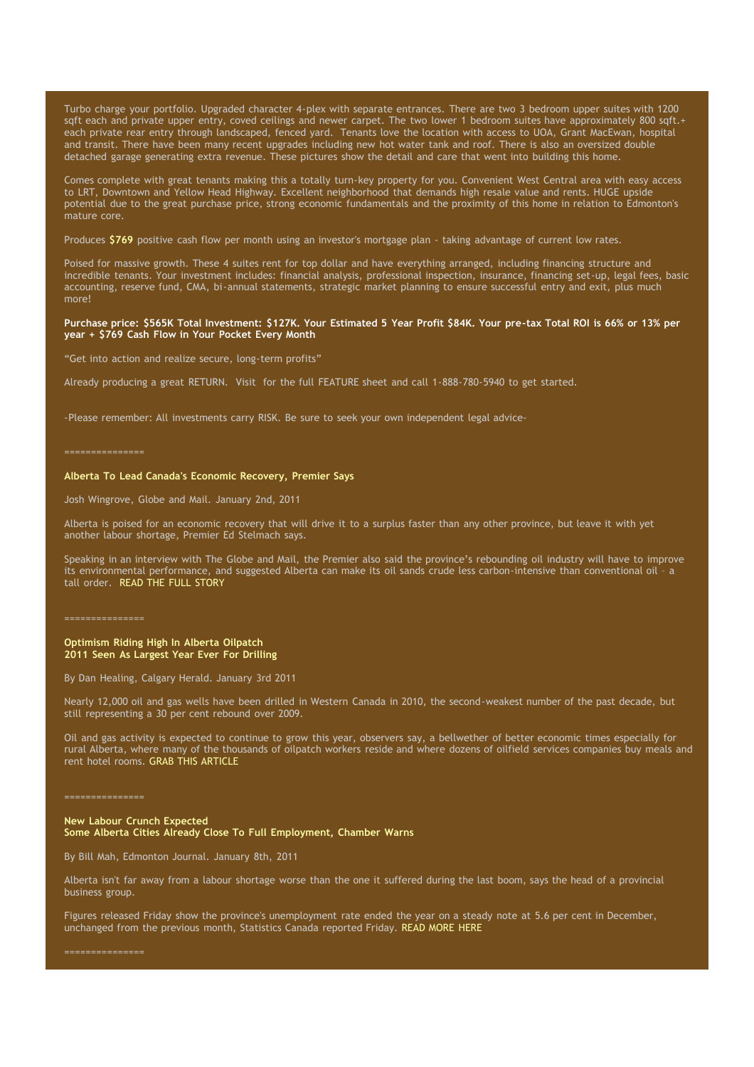Turbo charge your portfolio. Upgraded character 4-plex with separate entrances. There are two 3 bedroom upper suites with 1200 sqft each and private upper entry, coved ceilings and newer carpet. The two lower 1 bedroom suites have approximately 800 sqft.+ each private rear entry through landscaped, fenced yard. Tenants love the location with access to UOA, Grant MacEwan, hospital and transit. There have been many recent upgrades including new hot water tank and roof. There is also an oversized double detached garage generating extra revenue. These pictures show the detail and care that went into building this home.

Comes complete with great tenants making this a totally turn-key property for you. Convenient West Central area with easy access to LRT, Downtown and Yellow Head Highway. Excellent neighborhood that demands high resale value and rents. HUGE upside potential due to the great purchase price, strong economic fundamentals and the proximity of this home in relation to Edmonton's mature core.

Produces **$769** positive cash flow per month using an investor's mortgage plan - taking advantage of current low rates.

Poised for massive growth. These 4 suites rent for top dollar and have everything arranged, including financing structure and incredible tenants. Your investment includes: financial analysis, professional inspection, insurance, financing set-up, legal fees, basic accounting, reserve fund, CMA, bi-annual statements, strategic market planning to ensure successful entry and exit, plus much more!

**Purchase price: $565K Total Investment: $127K. Your Estimated 5 Year Profit $84K. Your pre-tax Total ROI is 66% or 13% per year + $769 Cash Flow in Your Pocket Every Month**

“Get into action and realize secure, long-term profits”

Already producing a great RETURN. Visit for the full FEATURE sheet and call 1-888-780-5940 to get started.

-Please remember: All investments carry RISK. Be sure to seek your own independent legal advice-

===============

**Alberta To Lead Canada's Economic Recovery, Premier Says**

Josh Wingrove, Globe and Mail. January 2nd, 2011

Alberta is poised for an economic recovery that will drive it to a surplus faster than any other province, but leave it with yet another labour shortage, Premier Ed Stelmach says.

Speaking in an interview with The Globe and Mail, the Premier also said the province’s rebounding oil industry will have to improve its environmental performance, and suggested Alberta can make its oil sands crude less carbon-intensive than conventional oil – a tall order. READ THE FULL STORY

===============

**Optimism Riding High In Alberta Oilpatch**
**2011 Seen As Largest Year Ever For Drilling**

By Dan Healing, Calgary Herald. January 3rd 2011

Nearly 12,000 oil and gas wells have been drilled in Western Canada in 2010, the second-weakest number of the past decade, but still representing a 30 per cent rebound over 2009.

Oil and gas activity is expected to continue to grow this year, observers say, a bellwether of better economic times especially for rural Alberta, where many of the thousands of oilpatch workers reside and where dozens of oilfield services companies buy meals and rent hotel rooms. GRAB THIS ARTICLE

===============

**New Labour Crunch Expected**
**Some Alberta Cities Already Close To Full Employment, Chamber Warns**

By Bill Mah, Edmonton Journal. January 8th, 2011

Alberta isn't far away from a labour shortage worse than the one it suffered during the last boom, says the head of a provincial business group.

Figures released Friday show the province's unemployment rate ended the year on a steady note at 5.6 per cent in December, unchanged from the previous month, Statistics Canada reported Friday. READ MORE HERE

===============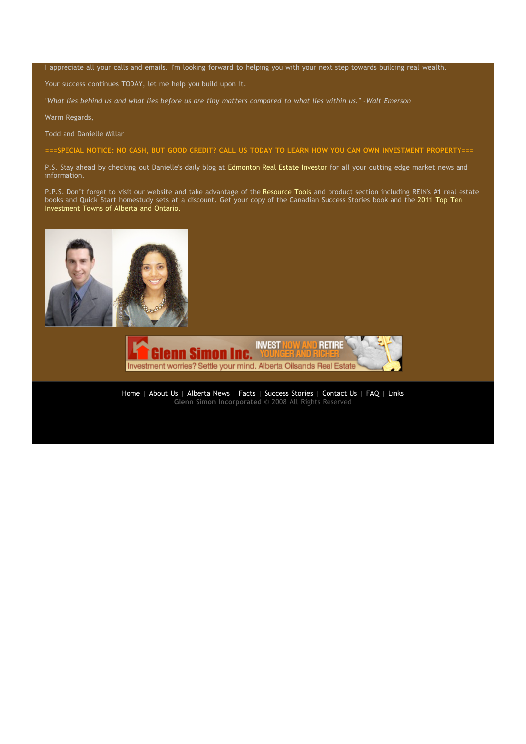I appreciate all your calls and emails. I'm looking forward to helping you with your next step towards building real wealth.

Your success continues TODAY, let me help you build upon it.

*"What lies behind us and what lies before us are tiny matters compared to what lies within us." -Walt Emerson*

Warm Regards,

Todd and Danielle Millar

**===SPECIAL NOTICE: NO CASH, BUT GOOD CREDIT? CALL US TODAY TO LEARN HOW YOU CAN OWN INVESTMENT PROPERTY===**

P.S. Stay ahead by checking out Danielle's daily blog at Edmonton Real Estate Investor for all your cutting edge market news and information.

P.P.S. Don't forget to visit our website and take advantage of the Resource Tools and product section including REIN's #1 real estate books and Quick Start homestudy sets at a discount. Get your copy of the Canadian Success Stories book and the 2011 Top Ten Investment Towns of Alberta and Ontario.

Home | About Us | Alberta News | Facts | Success Stories | Contact Us | FAQ | Links

Glenn Simon Incorporated © 2008 All Rights Reserved